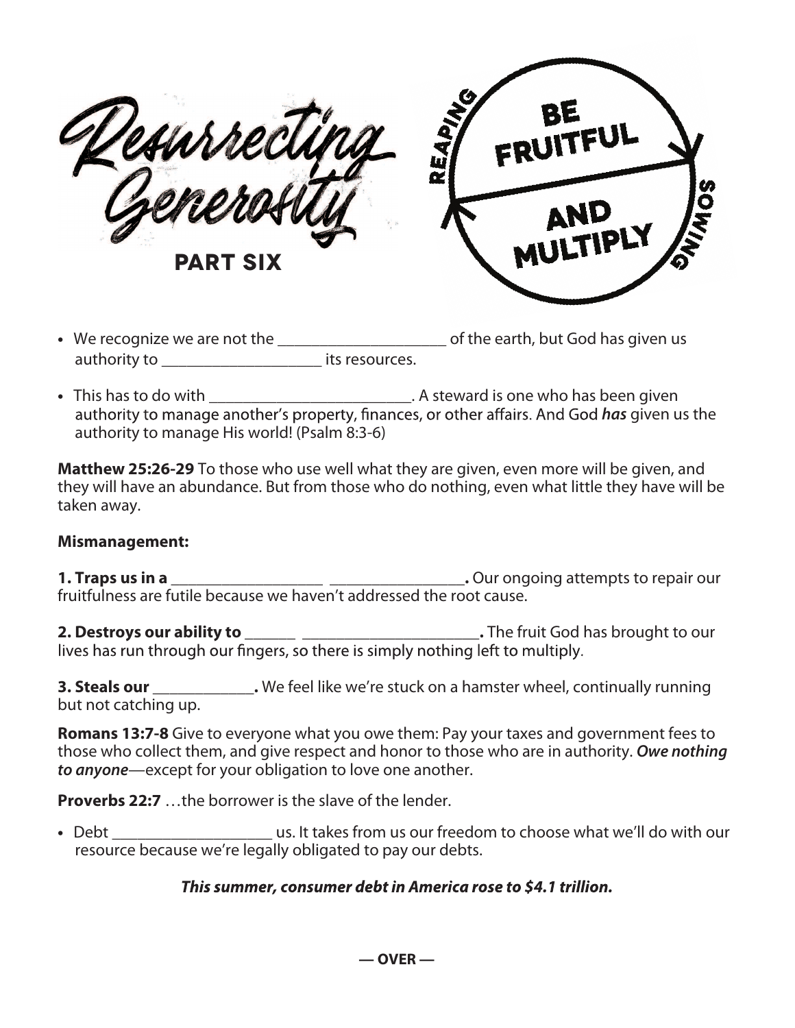# Resurrecting Generosity

## PART SIX

REAPING — BE FRUITFUL AND MULTIPLY — SOWING

- We recognize we are not the ____________________ of the earth, but God has given us authority to ___________________ its resources.

- This has to do with ________________________. A steward is one who has been given authority to manage another's property, finances, or other affairs. And God ***has*** given us the authority to manage His world! (Psalm 8:3-6)

**Matthew 25:26-29** To those who use well what they are given, even more will be given, and they will have an abundance. But from those who do nothing, even what little they have will be taken away.

**Mismanagement:**

**1. Traps us in a __________________ ________________.** Our ongoing attempts to repair our fruitfulness are futile because we haven't addressed the root cause.

**2. Destroys our ability to ______ _____________________.** The fruit God has brought to our lives has run through our fingers, so there is simply nothing left to multiply.

**3. Steals our ____________.** We feel like we're stuck on a hamster wheel, continually running but not catching up.

**Romans 13:7-8** Give to everyone what you owe them: Pay your taxes and government fees to those who collect them, and give respect and honor to those who are in authority. ***Owe nothing to anyone***—except for your obligation to love one another.

**Proverbs 22:7** …the borrower is the slave of the lender.

- Debt ___________________ us. It takes from us our freedom to choose what we'll do with our resource because we're legally obligated to pay our debts.

***This summer, consumer debt in America rose to $4.1 trillion.***

**— OVER —**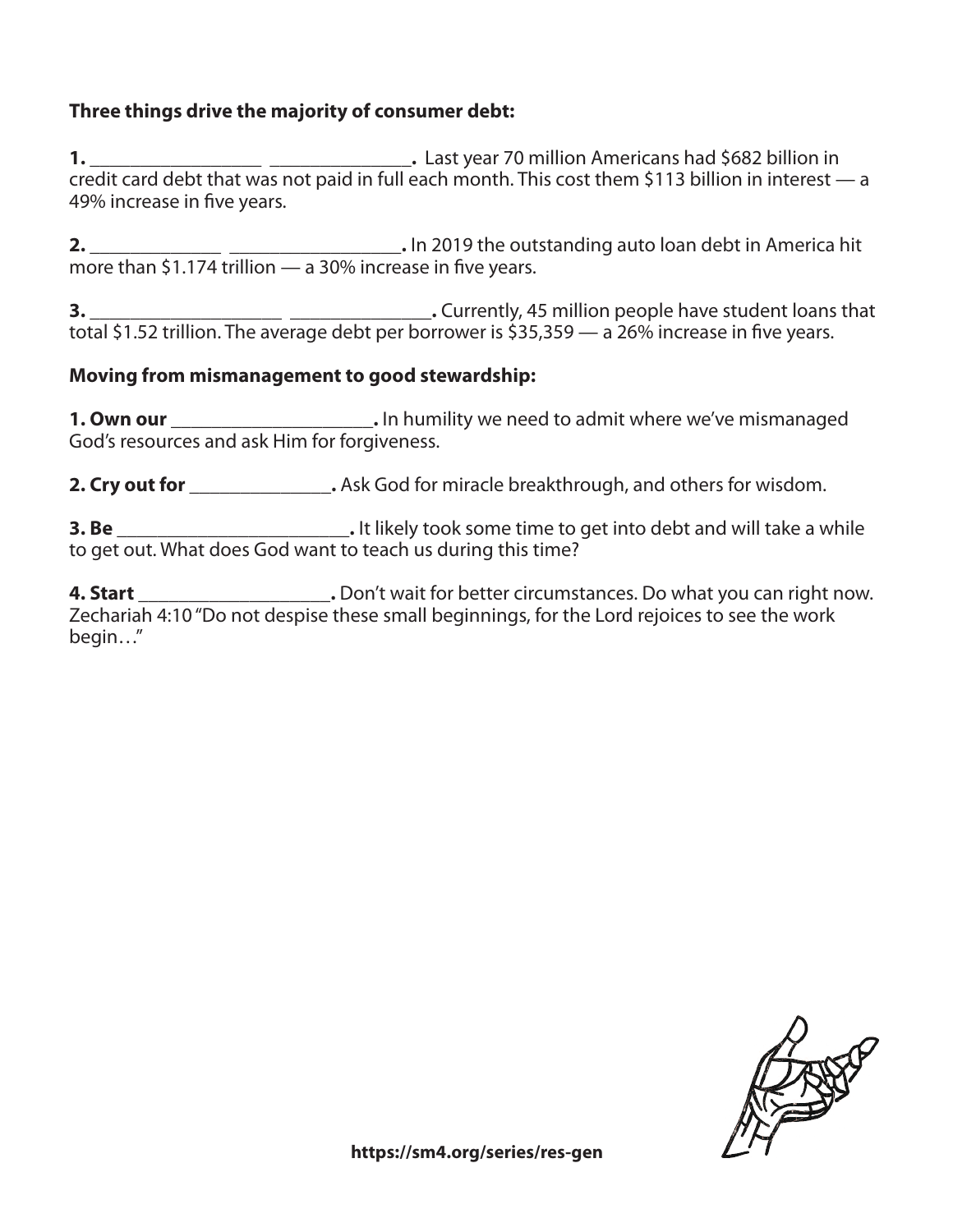**Three things drive the majority of consumer debt:**

**1. \_\_\_\_\_\_\_\_\_\_\_\_\_\_\_\_\_\_ \_\_\_\_\_\_\_\_\_\_\_\_\_\_\_.** Last year 70 million Americans had $682 billion in credit card debt that was not paid in full each month. This cost them $113 billion in interest — a 49% increase in five years.

**2. \_\_\_\_\_\_\_\_\_\_\_\_\_\_ \_\_\_\_\_\_\_\_\_\_\_\_\_\_\_\_\_\_.** In 2019 the outstanding auto loan debt in America hit more than $1.174 trillion — a 30% increase in five years.

**3. \_\_\_\_\_\_\_\_\_\_\_\_\_\_\_\_\_\_\_\_ \_\_\_\_\_\_\_\_\_\_\_\_\_\_\_.** Currently, 45 million people have student loans that total $1.52 trillion. The average debt per borrower is $35,359 — a 26% increase in five years.

**Moving from mismanagement to good stewardship:**

**1. Own our \_\_\_\_\_\_\_\_\_\_\_\_\_\_\_\_\_\_\_\_\_.** In humility we need to admit where we've mismanaged God's resources and ask Him for forgiveness.

**2. Cry out for \_\_\_\_\_\_\_\_\_\_\_\_\_\_\_.** Ask God for miracle breakthrough, and others for wisdom.

**3. Be \_\_\_\_\_\_\_\_\_\_\_\_\_\_\_\_\_\_\_\_\_\_\_\_\_.** It likely took some time to get into debt and will take a while to get out. What does God want to teach us during this time?

**4. Start \_\_\_\_\_\_\_\_\_\_\_\_\_\_\_\_\_\_\_\_.** Don't wait for better circumstances. Do what you can right now. Zechariah 4:10 "Do not despise these small beginnings, for the Lord rejoices to see the work begin…"

**https://sm4.org/series/res-gen**